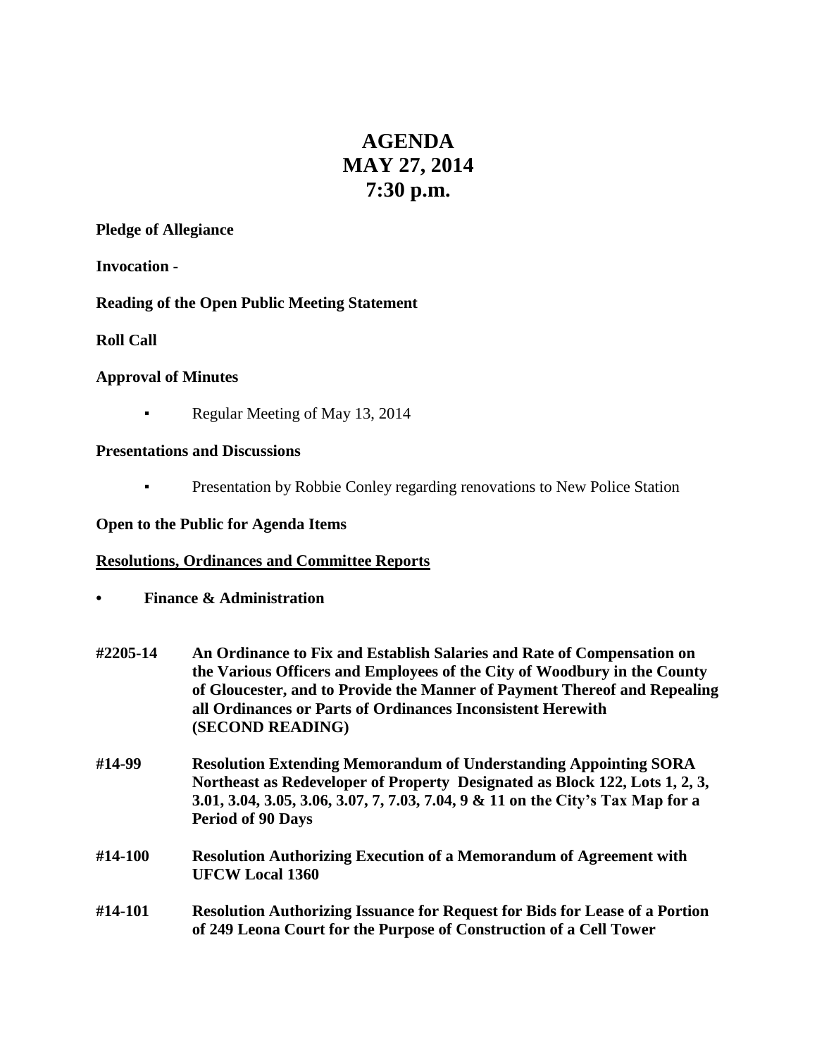# AGENDA
# MAY 27, 2014
# 7:30 p.m.

**Pledge of Allegiance**

**Invocation** -

**Reading of the Open Public Meeting Statement**

**Roll Call**

**Approval of Minutes**

- Regular Meeting of May 13, 2014

**Presentations and Discussions**

- Presentation by Robbie Conley regarding renovations to New Police Station

**Open to the Public for Agenda Items**

**Resolutions, Ordinances and Committee Reports**

- **Finance & Administration**

**#2205-14** **An Ordinance to Fix and Establish Salaries and Rate of Compensation on the Various Officers and Employees of the City of Woodbury in the County of Gloucester, and to Provide the Manner of Payment Thereof and Repealing all Ordinances or Parts of Ordinances Inconsistent Herewith (SECOND READING)**

**#14-99** **Resolution Extending Memorandum of Understanding Appointing SORA Northeast as Redeveloper of Property Designated as Block 122, Lots 1, 2, 3, 3.01, 3.04, 3.05, 3.06, 3.07, 7, 7.03, 7.04, 9 & 11 on the City's Tax Map for a Period of 90 Days**

**#14-100** **Resolution Authorizing Execution of a Memorandum of Agreement with UFCW Local 1360**

**#14-101** **Resolution Authorizing Issuance for Request for Bids for Lease of a Portion of 249 Leona Court for the Purpose of Construction of a Cell Tower**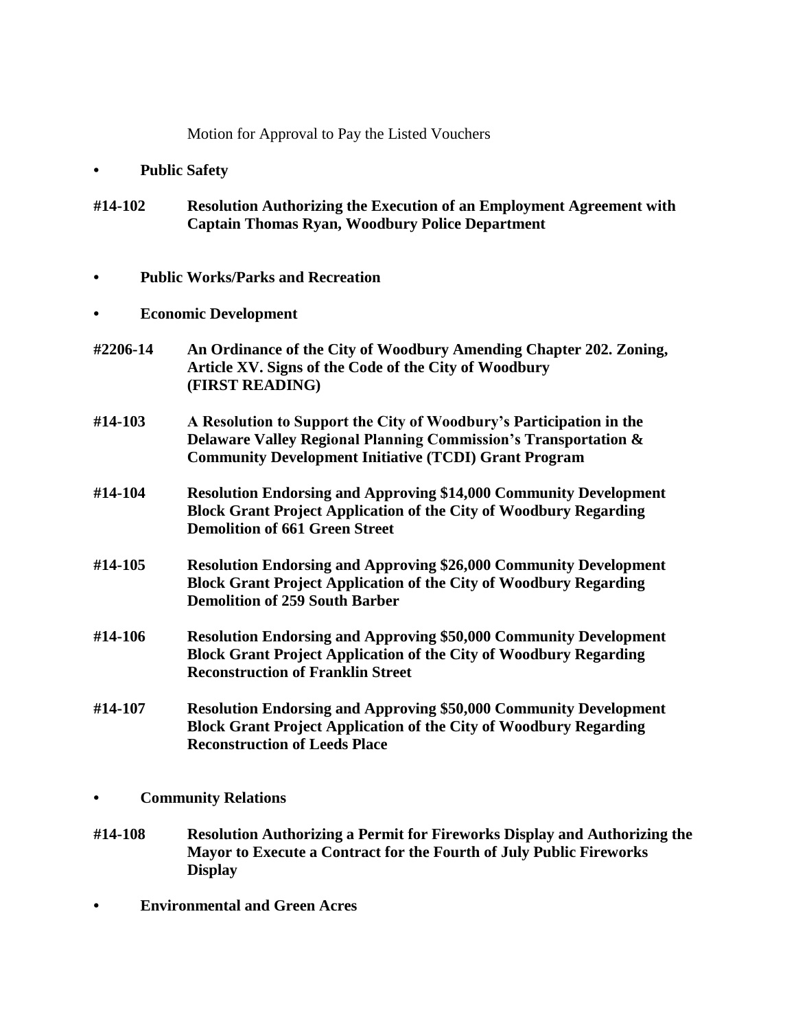Motion for Approval to Pay the Listed Vouchers

- **Public Safety**

**#14-102 Resolution Authorizing the Execution of an Employment Agreement with Captain Thomas Ryan, Woodbury Police Department**

- **Public Works/Parks and Recreation**

- **Economic Development**

**#2206-14 An Ordinance of the City of Woodbury Amending Chapter 202. Zoning, Article XV. Signs of the Code of the City of Woodbury (FIRST READING)**

**#14-103 A Resolution to Support the City of Woodbury's Participation in the Delaware Valley Regional Planning Commission's Transportation & Community Development Initiative (TCDI) Grant Program**

**#14-104 Resolution Endorsing and Approving $14,000 Community Development Block Grant Project Application of the City of Woodbury Regarding Demolition of 661 Green Street**

**#14-105 Resolution Endorsing and Approving $26,000 Community Development Block Grant Project Application of the City of Woodbury Regarding Demolition of 259 South Barber**

**#14-106 Resolution Endorsing and Approving $50,000 Community Development Block Grant Project Application of the City of Woodbury Regarding Reconstruction of Franklin Street**

**#14-107 Resolution Endorsing and Approving $50,000 Community Development Block Grant Project Application of the City of Woodbury Regarding Reconstruction of Leeds Place**

- **Community Relations**

**#14-108 Resolution Authorizing a Permit for Fireworks Display and Authorizing the Mayor to Execute a Contract for the Fourth of July Public Fireworks Display**

- **Environmental and Green Acres**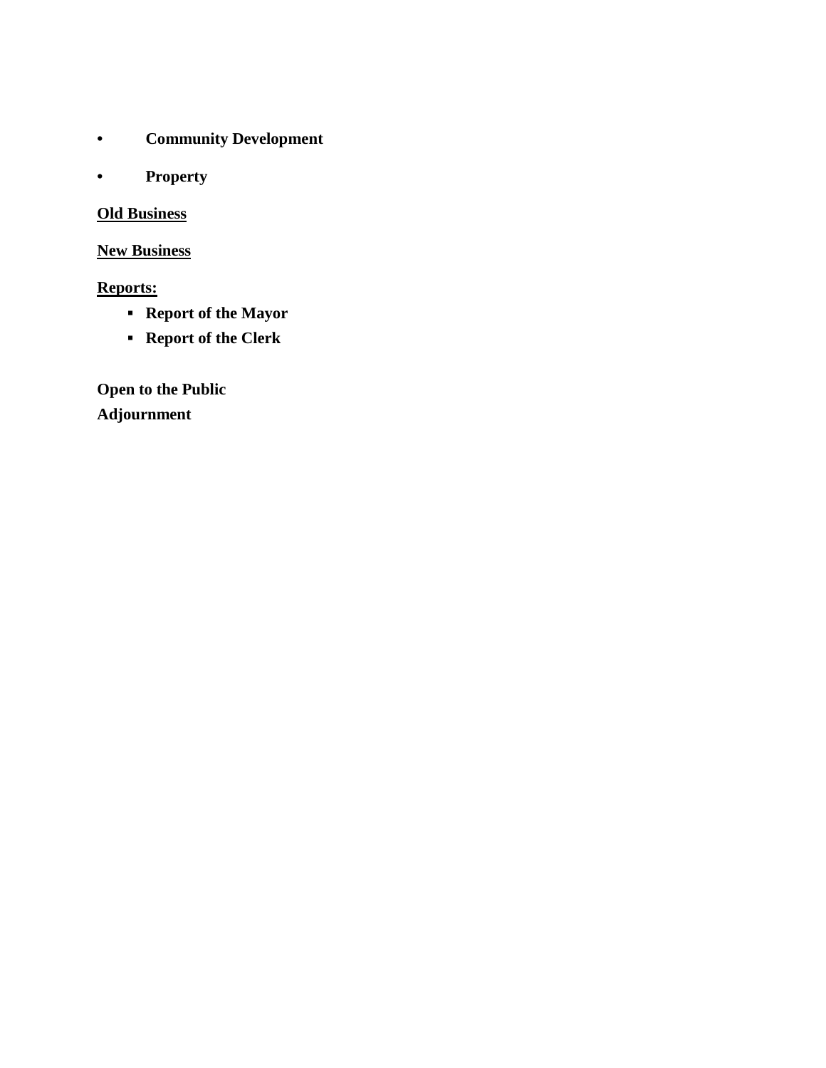- **Community Development**
- **Property**

**Old Business**

**New Business**

**Reports:**

- **Report of the Mayor**
- **Report of the Clerk**

**Open to the Public**

**Adjournment**